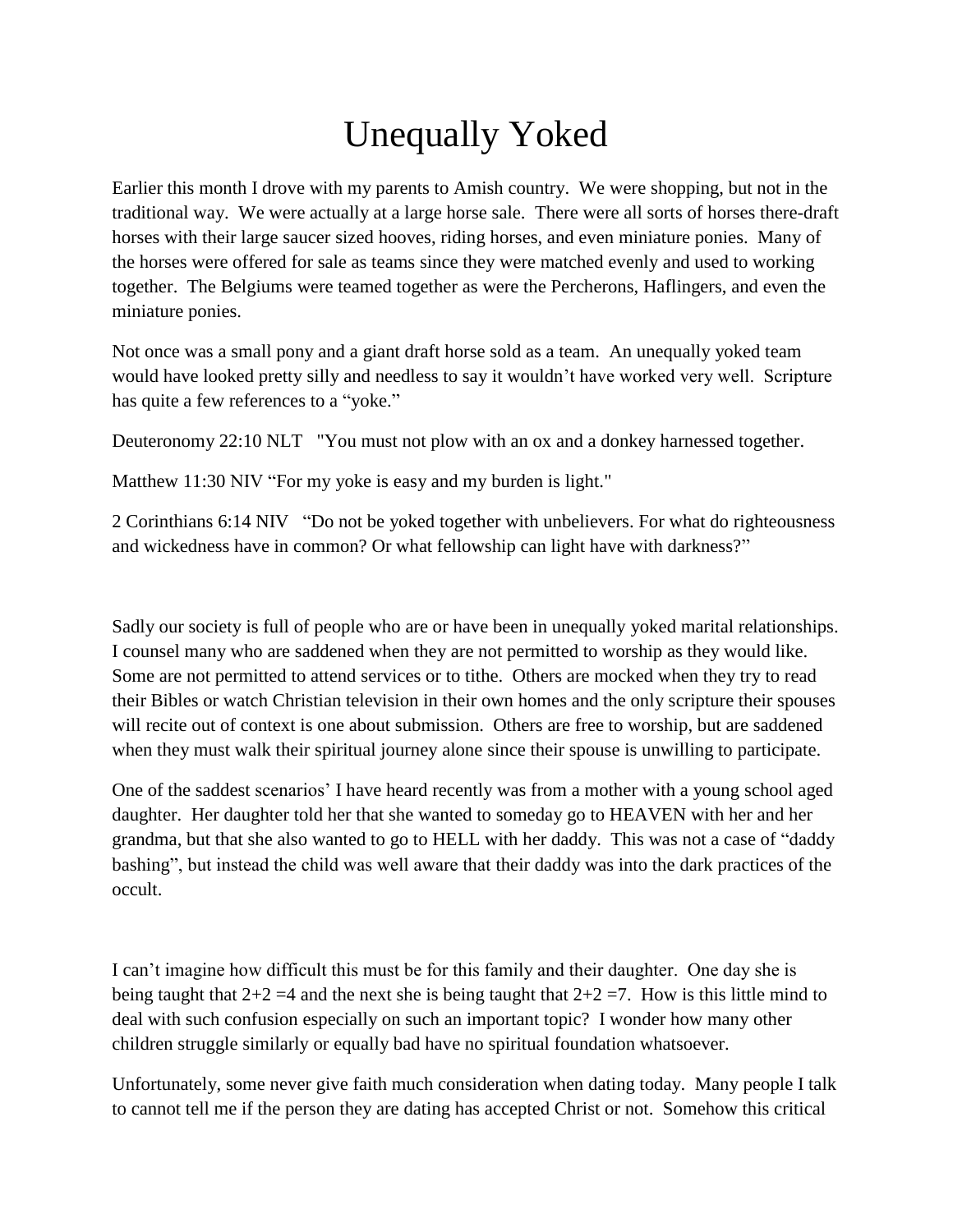# Unequally Yoked

Earlier this month I drove with my parents to Amish country. We were shopping, but not in the traditional way. We were actually at a large horse sale. There were all sorts of horses there-draft horses with their large saucer sized hooves, riding horses, and even miniature ponies. Many of the horses were offered for sale as teams since they were matched evenly and used to working together. The Belgiums were teamed together as were the Percherons, Haflingers, and even the miniature ponies.

Not once was a small pony and a giant draft horse sold as a team. An unequally yoked team would have looked pretty silly and needless to say it wouldn't have worked very well. Scripture has quite a few references to a "yoke."

Deuteronomy 22:10 NLT "You must not plow with an ox and a donkey harnessed together.

Matthew 11:30 NIV "For my yoke is easy and my burden is light."

2 Corinthians 6:14 NIV "Do not be yoked together with unbelievers. For what do righteousness and wickedness have in common? Or what fellowship can light have with darkness?"

Sadly our society is full of people who are or have been in unequally yoked marital relationships. I counsel many who are saddened when they are not permitted to worship as they would like. Some are not permitted to attend services or to tithe. Others are mocked when they try to read their Bibles or watch Christian television in their own homes and the only scripture their spouses will recite out of context is one about submission. Others are free to worship, but are saddened when they must walk their spiritual journey alone since their spouse is unwilling to participate.

One of the saddest scenarios' I have heard recently was from a mother with a young school aged daughter. Her daughter told her that she wanted to someday go to HEAVEN with her and her grandma, but that she also wanted to go to HELL with her daddy. This was not a case of "daddy bashing", but instead the child was well aware that their daddy was into the dark practices of the occult.

I can't imagine how difficult this must be for this family and their daughter. One day she is being taught that 2+2 =4 and the next she is being taught that 2+2 =7. How is this little mind to deal with such confusion especially on such an important topic? I wonder how many other children struggle similarly or equally bad have no spiritual foundation whatsoever.

Unfortunately, some never give faith much consideration when dating today. Many people I talk to cannot tell me if the person they are dating has accepted Christ or not. Somehow this critical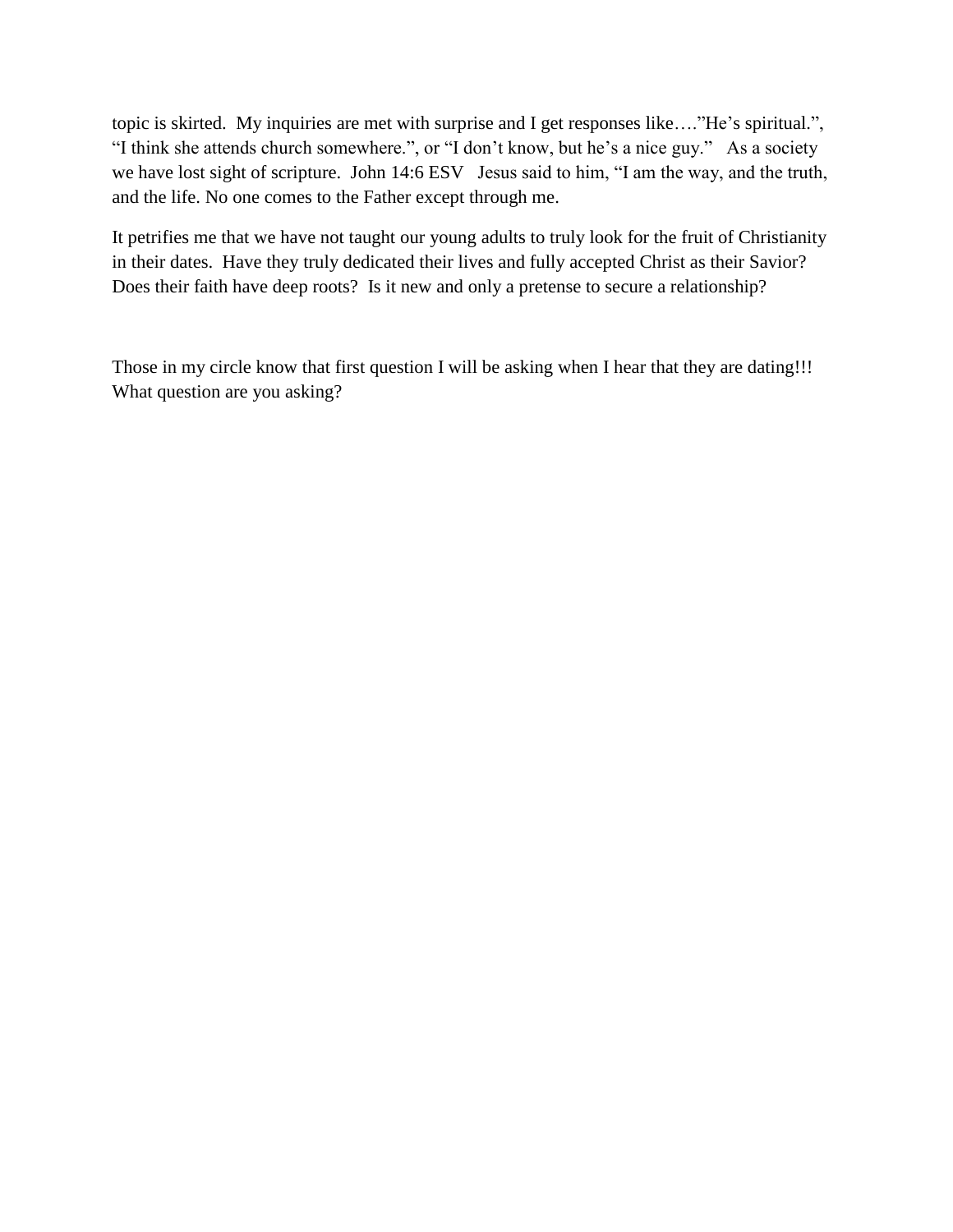topic is skirted. My inquiries are met with surprise and I get responses like…."He's spiritual.", "I think she attends church somewhere.", or "I don't know, but he's a nice guy." As a society we have lost sight of scripture. John 14:6 ESV Jesus said to him, "I am the way, and the truth, and the life. No one comes to the Father except through me.

It petrifies me that we have not taught our young adults to truly look for the fruit of Christianity in their dates. Have they truly dedicated their lives and fully accepted Christ as their Savior? Does their faith have deep roots? Is it new and only a pretense to secure a relationship?

Those in my circle know that first question I will be asking when I hear that they are dating!!! What question are you asking?